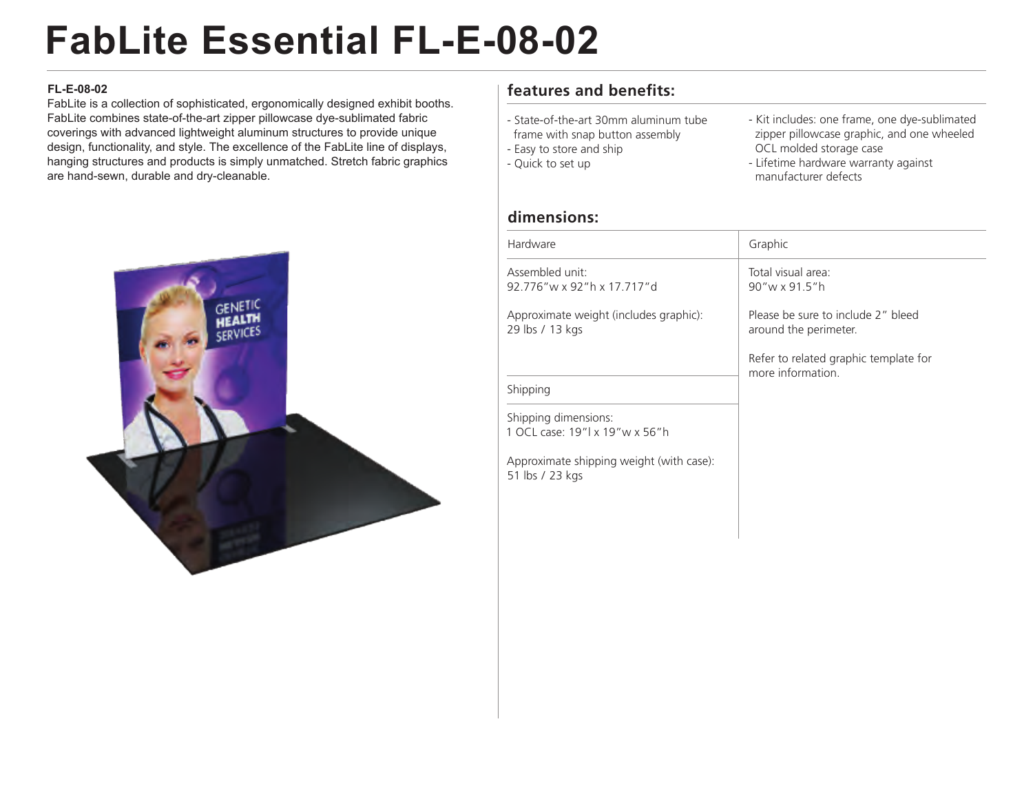# FabLite Essential FL-E-08-02

**FL-E-08-02**

FabLite is a collection of sophisticated, ergonomically designed exhibit booths. FabLite combines state-of-the-art zipper pillowcase dye-sublimated fabric coverings with advanced lightweight aluminum structures to provide unique design, functionality, and style. The excellence of the FabLite line of displays, hanging structures and products is simply unmatched. Stretch fabric graphics are hand-sewn, durable and dry-cleanable.

## features and benefits:

- State-of-the-art 30mm aluminum tube frame with snap button assembly
- Easy to store and ship
- Quick to set up
- Kit includes: one frame, one dye-sublimated zipper pillowcase graphic, and one wheeled OCL molded storage case
- Lifetime hardware warranty against manufacturer defects

## dimensions:

| Hardware | Graphic |
| --- | --- |
| Assembled unit:<br>92.776"w x 92"h x 17.717"d<br><br>Approximate weight (includes graphic):<br>29 lbs / 13 kgs | Total visual area:<br>90"w x 91.5"h<br><br>Please be sure to include 2" bleed around the perimeter.<br><br>Refer to related graphic template for more information. |
| **Shipping** | |
| Shipping dimensions:<br>1 OCL case: 19"l x 19"w x 56"h<br><br>Approximate shipping weight (with case):<br>51 lbs / 23 kgs | |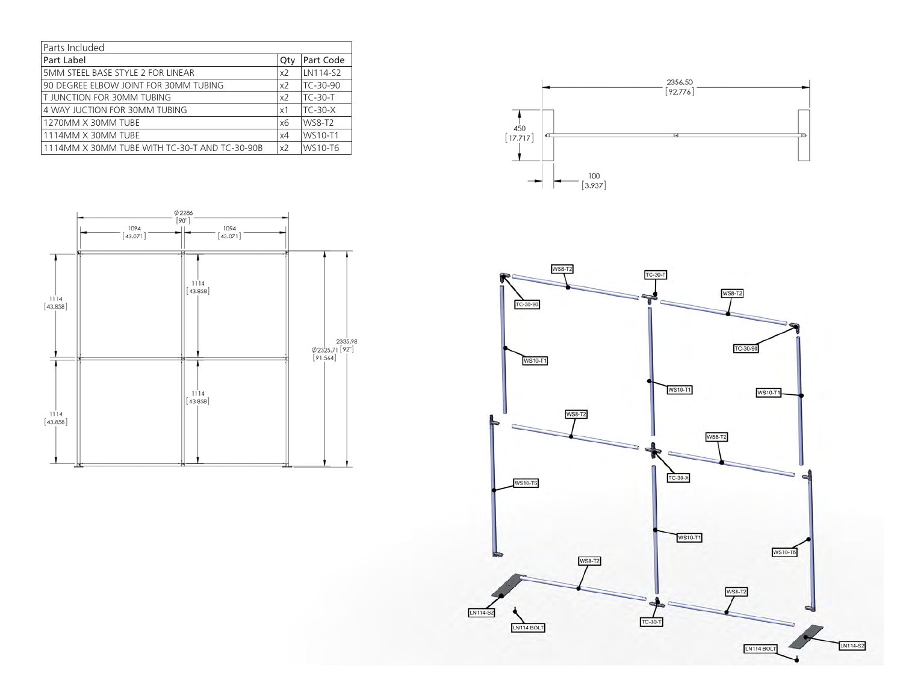| Parts Included | | |
|---|---|---|
| Part Label | Qty | Part Code |
| 5MM STEEL BASE STYLE 2 FOR LINEAR | x2 | LN114-S2 |
| 90 DEGREE ELBOW JOINT FOR 30MM TUBING | x2 | TC-30-90 |
| T JUNCTION FOR 30MM TUBING | x2 | TC-30-T |
| 4 WAY JUCTION FOR 30MM TUBING | x1 | TC-30-X |
| 1270MM X 30MM TUBE | x6 | WS8-T2 |
| 1114MM X 30MM TUBE | x4 | WS10-T1 |
| 1114MM X 30MM TUBE WITH TC-30-T AND TC-30-90B | x2 | WS10-T6 |

2356.50 [92.776]

450 [17.717]

100 [3.937]

Ø 2286 [90"]

1094 [43.071]

1094 [43.071]

1114 [43.858]

1114 [43.858]

1114 [43.858]

1114 [43.858]

Ø 2325.71 [91.564]

2335.98 [92"]

WS8-T2, TC-30-T, TC-30-90, WS8-T2, TC-30-90, WS10-T1, WS10-T1, WS10-T1, WS8-T2, WS8-T2, TC-30-X, WS10-T6, WS10-T1, WS10-T6, WS8-T2, WS8-T2, LN114-S2, LN114 BOLT, TC-30-T, LN114 BOLT, LN114-S2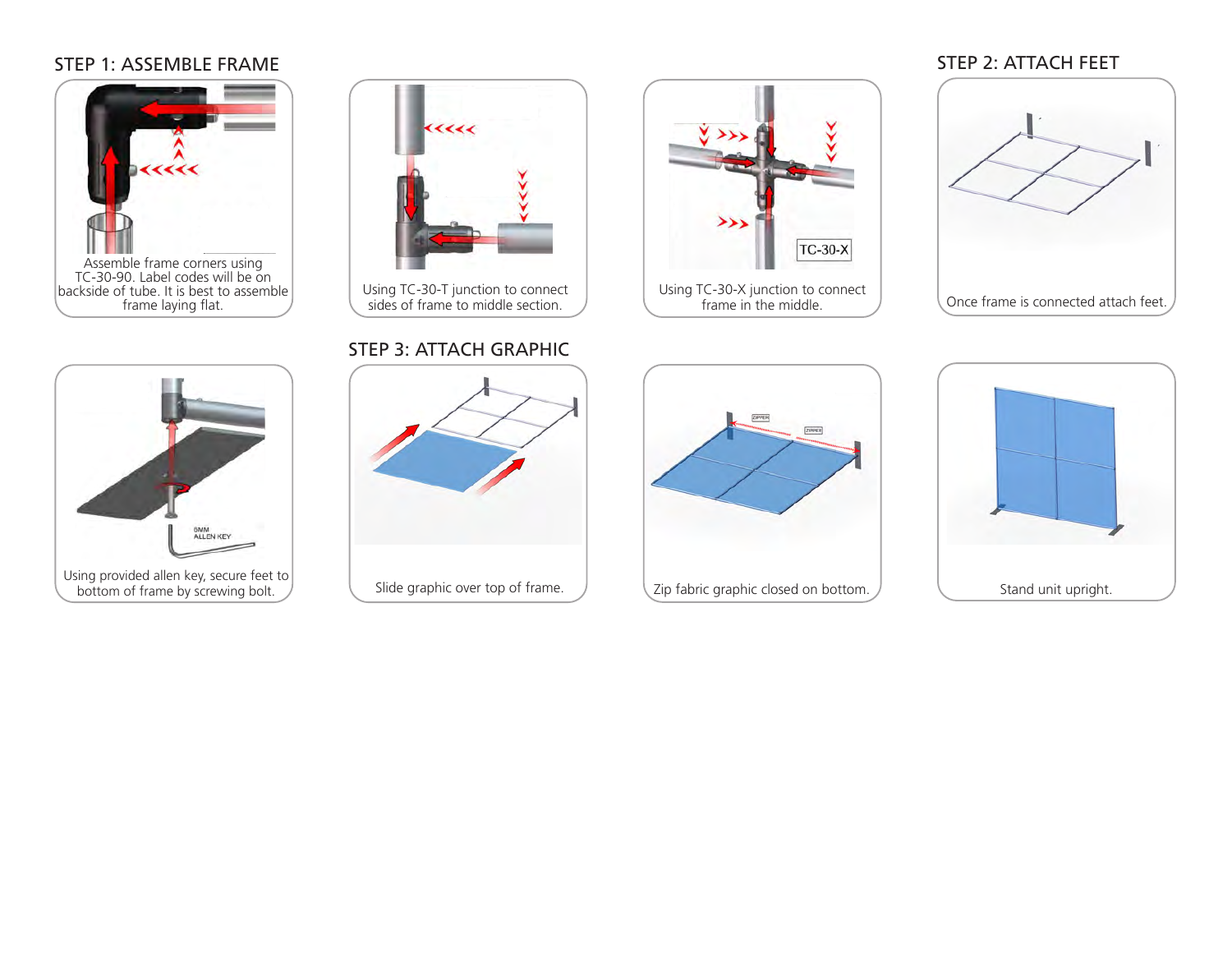## STEP 1: ASSEMBLE FRAME

Assemble frame corners using TC-30-90. Label codes will be on backside of tube. It is best to assemble frame laying flat.

Using TC-30-T junction to connect sides of frame to middle section.

TC-30-X

Using TC-30-X junction to connect frame in the middle.

## STEP 2: ATTACH FEET

Once frame is connected attach feet.

6MM ALLEN KEY

Using provided allen key, secure feet to bottom of frame by screwing bolt.

## STEP 3: ATTACH GRAPHIC

Slide graphic over top of frame.

ZIPPER

ZIPPER

Zip fabric graphic closed on bottom.

Stand unit upright.